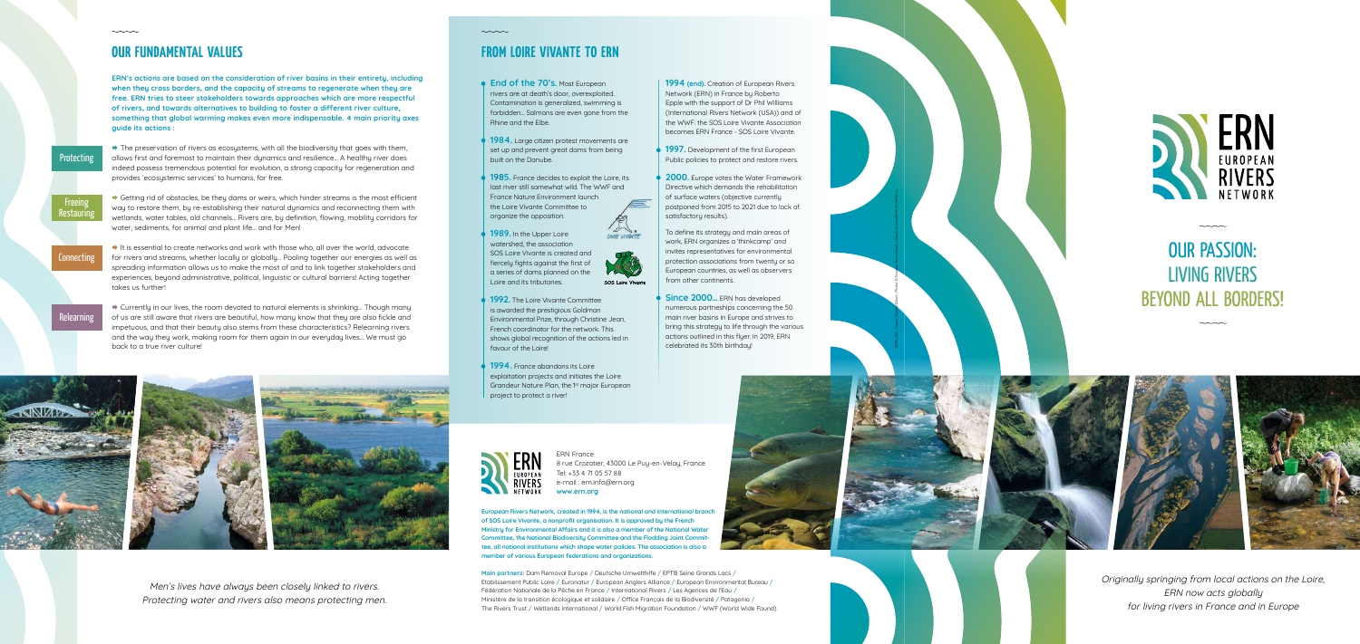## OUR FUNDAMENTAL VALUES

**ERN's actions are based on the consideration of river basins in their entirety, including when they cross borders, and the capacity of streams to regenerate when they are free. ERN tries to steer stakeholders towards approaches which are more respectful of rivers, and towards alternatives to building to foster a different river culture, something that global warming makes even more indispensable. 4 main priority axes guide its actions :**

**Protecting**

➡ The preservation of rivers as ecosystems, with all the biodiversity that goes with them, allows first and foremost to maintain their dynamics and resilience... A healthy river does indeed possess tremendous potential for evolution, a strong capacity for regeneration and provides 'ecosystemic services' to humans, for free.

**Freeing Restauring**

➡ Getting rid of obstacles, be they dams or weirs, which hinder streams is the most efficient way to restore them, by re-establishing their natural dynamics and reconnecting them with wetlands, water tables, old channels... Rivers are, by definition, flowing, mobility corridors for water, sediments, for animal and plant life... and for Men!

**Connecting**

➡ It is essential to create networks and work with those who, all over the world, advocate for rivers and streams, whether locally or globally... Pooling together our energies as well as spreading information allows us to make the most of and to link together stakeholders and experiences, beyond administrative, political, linguistic or cultural barriers! Acting together takes us further!

**Relearning**

➡ Currently in our lives, the room devoted to natural elements is shrinking... Though many of us are still aware that rivers are beautiful, how many know that they are also fickle and impetuous, and that their beauty also stems from these characteristics? Relearning rivers and the way they work, making room for them again in our everyday lives... We must go back to a true river culture!

*Men's lives have always been closely linked to rivers. Protecting water and rivers also means protecting men.*

## FROM LOIRE VIVANTE TO ERN

- **End of the 70's.** Most European rivers are at death's door, overexploited. Contamination is generalized, swimming is forbidden... Salmons are even gone from the Rhine and the Elbe.
- **1984.** Large citizen protest movements are set up and prevent great dams from being built on the Danube.
- **1985.** France decides to exploit the Loire, its last river still somewhat wild. The WWF and France Nature Environment launch the Loire Vivante Committee to organize the opposition.
- **1989.** In the Upper Loire watershed, the association SOS Loire Vivante is created and fiercely fights against the first of a series of dams planned on the Loire and its tributaries.
- **1992.** The Loire Vivante Committee is awarded the prestigious Goldman Environmental Prize, through Christine Jean, French coordinator for the network. This shows global recognition of the actions led in favour of the Loire!
- **1994.** France abandons its Loire exploitation projects and initiates the Loire Grandeur Nature Plan, the 1st major European project to protect a river!
- **1994 (end).** Creation of European Rivers Network (ERN) in France by Roberto Epple with the support of Dr Phil Williams (International Rivers Network (USA)) and of the WWF; the SOS Loire Vivante Association becomes ERN France - SOS Loire Vivante.
- **1997.** Development of the first European Public policies to protect and restore rivers.
- **2000.** Europe votes the Water Framework Directive which demands the rehabilitation of surface waters (objective currently postponed from 2015 to 2021 due to lack of satisfactory results).

To define its strategy and main areas of work, ERN organizes a 'thinkcamp' and invites representatives for environmental protection associations from twenty or so European countries, as well as observers from other continents.

- **Since 2000...** ERN has developed numerous partnerships concerning the 50 main river basins in Europe and strives to bring this strategy to life through the various actions outlined in this flyer. In 2019, ERN celebrated its 30th birthday!

ERN France
8 rue Crozatier, 43000 Le Puy-en-Velay, France
Tel: +33 4 71 05 57 88
e-mail : ern.info@ern.org
**www.ern.org**

**European Rivers Network, created in 1994, is the national and international branch of SOS Loire Vivante, a nonprofit organisation. It is approved by the French Ministry for Environmental Affairs and it is also a member of the National Water Committee, the National Biodiversity Committee and the Flodding Joint Committee, all national institutions which shape water policies. The association is also a member of various European federations and organizations.**

**Main partners:** Dam Removal Europe / Deutsche Umwelthilfe / EPTB Seine Grands Lacs / Etablissement Public Loire / Euronatur / European Anglers Alliance / European Environmental Bureau / Fédération Nationale de la Pêche en France / International Rivers / Les Agences de l'Eau / Ministère de la transition écologique et solidaire / Office Français de la Biodiversité / Patagonia / The Rivers Trust / Wetlands International / World Fish Migration Foundation / WWF (World Wide Found)

# ERN EUROPEAN RIVERS NETWORK

# OUR PASSION: LIVING RIVERS BEYOND ALL BORDERS!

*Originally springing from local actions on the Loire, ERN now acts globally for living rivers in France and in Europe*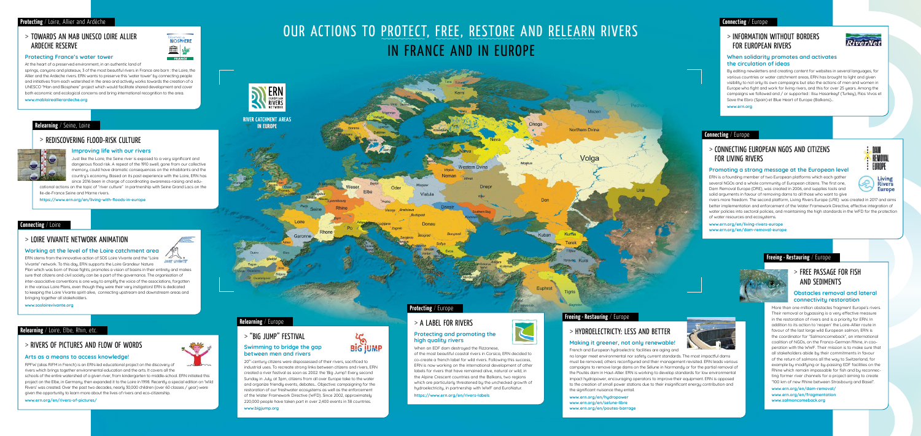# OUR ACTIONS TO PROTECT, FREE, RESTORE AND RELEARN RIVERS IN FRANCE AND IN EUROPE

**Protecting** / Loire, Allier and Ardèche

## > TOWARDS AN MAB UNESCO LOIRE ALLIER ARDECHE RESERVE

### Protecting France's water tower

At the heart of a preserved environment, in an authentic land of springs, canyons and plateaus, 3 of the most beautiful rivers in France are born : the Loire, the Allier and the Ardèche rivers. ERN wants to preserve this 'water tower' by connecting people and initiatives from each watershed in the area and actively works towards the creation of a UNESCO "Man and Biosphere" project which would facilitate shared development and cover both economic and ecological concerns and bring international recognition to the area.

**www.mabloireallierardeche.org**

**Relearning** / Seine, Loire

## > REDISCOVERING FLOOD-RISK CULTURE

### Improving life with our rivers

Just like the Loire, the Seine river is exposed to a very significant and dangerous flood risk. A repeat of the 1910 swell, gone from our collective memory, could have dramatic consequences on the inhabitants and the country's economy. Based on its past experience with the Loire, ERN has since 2016 been in charge of coordinating awareness-raising and educational actions on the topic of "river culture" in partnership with Seine Grand Lacs on the Ile-de-France Seine and Marne rivers.

**https://www.ern.org/en/living-with-floods-in-europe**

**Connecting** / Loire

## > LOIRE VIVANTE NETWORK ANIMATION

### Working at the level of the Loire catchment area

ERN stems from the innovative action of SOS Loire Vivante and the "Loire Vivante" network. To this day, ERN supports the Loire Grandeur Nature Plan which was born of those fights, promotes a vision of basins in their entirety and makes sure that citizens and civil society can be a part of the governance. The organisation of inter-associative conventions is one way to amplify the voice of the associations, forgotten in the various Loire Plans, even though they were their very instigators! ERN is dedicated to keeping the Loire Vivante spirit alive, connecting upstream and downstream areas and bringing together all stakeholders.

**www.sosloirevivante.org**

**Relearning** / Loire, Elbe, Rhin, etc.

## > RIVERS OF PICTURES AND FLOW OF WORDS

### Arts as a means to access knowledge!

RPFW (alias RIFM in French) is an ERN-led educational project on the discovery of rivers which brings together environmental education and the arts. It covers all the schools of the entire watershed of a given river, from kindergarten to middle-school. ERN initiated this project on the Elbe, in Germany, then expanded it to the Loire in 1998. Recently a special edition on 'Wild Rivers' was created. Over the past two decades, nearly 30,000 children (over 60 classes / year) were given the opportunity to learn more about the lives of rivers and eco-citizenship.

**www.ern.org/en/rivers-of-pictures/**

RIVER CATCHMENT AREAS IN EUROPE

**Relearning** / Europe

## > "BIG JUMP" FESTIVAL

### Swimming to bridge the gap between men and rivers

20th-century citizens were dispossessed of their rivers, sacrificed to industrial uses. To recreate strong links between citizens and rivers, ERN created a river festival as soon as 2002: the 'Big Jump'! Every second Sunday in July, at 3pm, citizens from all over Europe take to the water and organize friendly events, debates... Objective: campaigning for the restoration of our freshwater ecosystems as well as the enforcement of the Water Framework Directive (WFD). Since 2002, approximately 220,000 people have taken part in over 2,400 events in 38 countries.

**www.bigjump.org**

**Protecting** / Europe

## > A LABEL FOR RIVERS

### Protecting and promoting the high quality rivers

When an EDF dam destroyed the Rizzanese, of the most beautiful coastal rivers in Corsica, ERN decided to co-create a French label for wild rivers. Following this success, ERN is now working on the international development of other labels for rivers that have remained alive, natural or wild, in the Alpine Crescent countries and the Balkans, two regions which are particularly threatened by the unchecked growth of hydroelectricity, in partnership with WWF and EuroNatur.

**https://www.ern.org/en/rivers-labels**

**Freeing - Restauring** / Europe

## > HYDROELECTRICITY: LESS AND BETTER

### Making it greener, not only renewable!

French and European hydroelectric facilities are aging and no longer meet environmental nor safety current standards. The most impactful dams must be removed, others reconfigured and their management revisited. ERN leads various campaigns to remove large dams on the Sélune in Normandy or for the partial removal of the Poutès dam in Haut-Allier. ERN is working to develop standards for low environmental impact hydropower, encouraging operators to improve their equipment. ERN is opposed to the creation of small power stations due to their insignificant energy contribution and the significant nuisance they entail.

**www.ern.org/en/hydropower**
**www.ern.org/en/selune-libre**
**www.ern.org/en/poutes-barrage**

**Connecting** / Europe

## > INFORMATION WITHOUT BORDERS FOR EUROPEAN RIVERS

### When solidarity promotes and activates the circulation of ideas

By editing newsletters and creating content for websites in several languages, for various countries or water catchment areas, ERN has brought to light and given visibility to not only its own campaigns but also the actions of men and women in Europe who fight and work for living rivers, and this for over 25 years. Among the campaigns we followed and / or supported : Ilisu Hasankeyf (Turkey), Rios Vivos et Save the Ebro (Spain) et Blue Heart of Europe (Balkans)...

**www.ern.org**

**Connecting** / Europe

## > CONNECTING EUROPEAN NGOS AND CITIZENS FOR LIVING RIVERS

### Promoting a strong message at the European level

ERN is a founding member of two European platforms which each gather several NGOs and a whole community of European citizens. The first one, Dam Removal Europe (DRE), was created in 2016, and supplies tools and solid arguments in favour of removing dams to all those who want to give rivers more freedom. The second platform, Living Rivers Europe (LRE) was created in 2017 and aims better implementation and enforcement of the Water Framework Directive, effective integration of water policies into sectoral policies, and maintaining the high standards in the WFD for the protection of water resources and ecosystems.

**www.ern.org/en/living-rivers-europe**
**www.ern.org/en/dam-removal-europe**

**Freeing - Restauring** / Europe

## > FREE PASSAGE FOR FISH AND SEDIMENTS

### Obstacles removal and lateral connectivity restoration

More than one million obstacles fragment Europe's rivers. Their removal or bypassing is a very effective measure in the restoration of rivers and is a priority for ERN. In addition to its action to 'reopen' the Loire-Allier route in favour of the last large wild European salmon, ERN is the coordinator for "Salmoncomeback", an international coalition of NGOs, on the Franco-German Rhine, in cooperation with the WWF. Their mission is to make sure that all stakeholders abide by their commitments in favour of the return of salmons all the way to Switzerland, for example by modifying or by-passing EDF facilities on the Rhine which remain impassable for fish and by reconnecting former river channels for a project aiming to create "100 km of new Rhine between Strasbourg and Basel".

**www.ern.org/en/dam-removal/**
**www.ern.org/en/fragmentation**
**www.salmoncomeback.org**